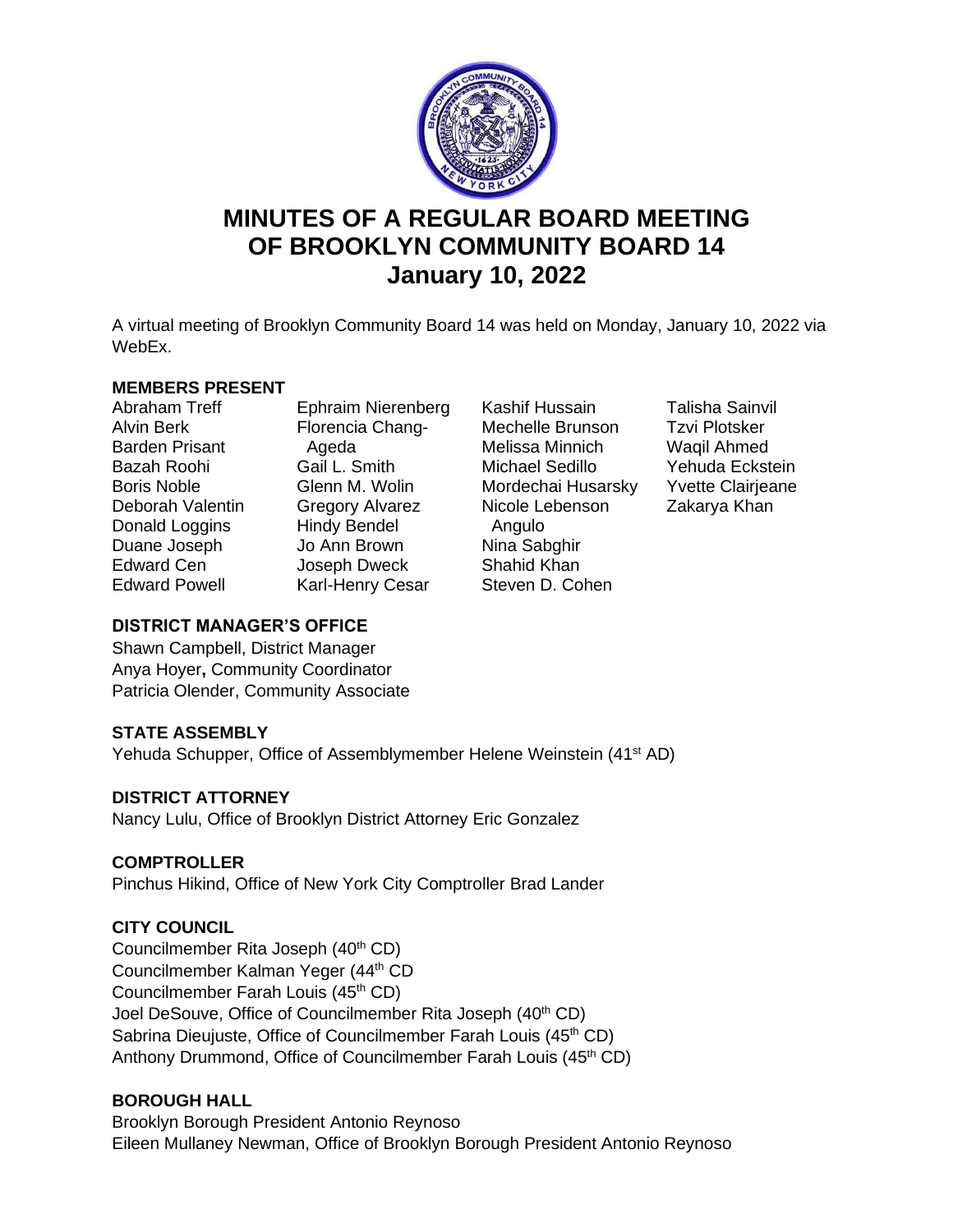# MINUTES OF A REGULAR BOARD MEETING OF BROOKLYN COMMUNITY BOARD 14
## January 10, 2022

A virtual meeting of Brooklyn Community Board 14 was held on Monday, January 10, 2022 via WebEx.

**MEMBERS PRESENT**

Abraham Treff
Alvin Berk
Barden Prisant
Bazah Roohi
Boris Noble
Deborah Valentin
Donald Loggins
Duane Joseph
Edward Cen
Edward Powell
Ephraim Nierenberg
Florencia Chang-Ageda
Gail L. Smith
Glenn M. Wolin
Gregory Alvarez
Hindy Bendel
Jo Ann Brown
Joseph Dweck
Karl-Henry Cesar
Kashif Hussain
Mechelle Brunson
Melissa Minnich
Michael Sedillo
Mordechai Husarsky
Nicole Lebenson Angulo
Nina Sabghir
Shahid Khan
Steven D. Cohen
Talisha Sainvil
Tzvi Plotsker
Waqil Ahmed
Yehuda Eckstein
Yvette Clairjeane
Zakarya Khan

**DISTRICT MANAGER'S OFFICE**

Shawn Campbell, District Manager
Anya Hoyer, Community Coordinator
Patricia Olender, Community Associate

**STATE ASSEMBLY**

Yehuda Schupper, Office of Assemblymember Helene Weinstein (41st AD)

**DISTRICT ATTORNEY**

Nancy Lulu, Office of Brooklyn District Attorney Eric Gonzalez

**COMPTROLLER**

Pinchus Hikind, Office of New York City Comptroller Brad Lander

**CITY COUNCIL**

Councilmember Rita Joseph (40th CD)
Councilmember Kalman Yeger (44th CD
Councilmember Farah Louis (45th CD)
Joel DeSouve, Office of Councilmember Rita Joseph (40th CD)
Sabrina Dieujuste, Office of Councilmember Farah Louis (45th CD)
Anthony Drummond, Office of Councilmember Farah Louis (45th CD)

**BOROUGH HALL**

Brooklyn Borough President Antonio Reynoso
Eileen Mullaney Newman, Office of Brooklyn Borough President Antonio Reynoso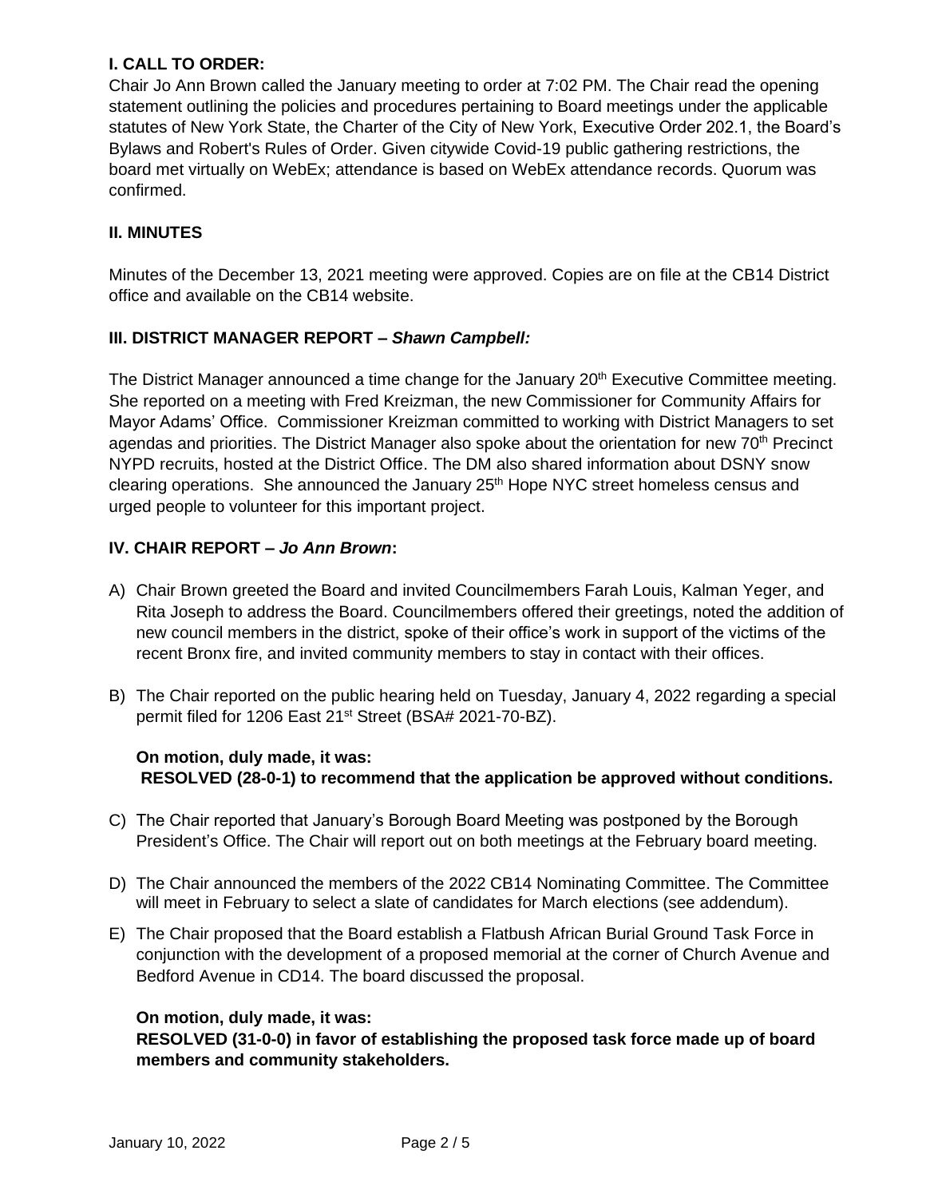## I. CALL TO ORDER:

Chair Jo Ann Brown called the January meeting to order at 7:02 PM. The Chair read the opening statement outlining the policies and procedures pertaining to Board meetings under the applicable statutes of New York State, the Charter of the City of New York, Executive Order 202.1, the Board's Bylaws and Robert's Rules of Order. Given citywide Covid-19 public gathering restrictions, the board met virtually on WebEx; attendance is based on WebEx attendance records. Quorum was confirmed.

## II. MINUTES

Minutes of the December 13, 2021 meeting were approved. Copies are on file at the CB14 District office and available on the CB14 website.

## III. DISTRICT MANAGER REPORT – *Shawn Campbell:*

The District Manager announced a time change for the January 20th Executive Committee meeting. She reported on a meeting with Fred Kreizman, the new Commissioner for Community Affairs for Mayor Adams' Office. Commissioner Kreizman committed to working with District Managers to set agendas and priorities. The District Manager also spoke about the orientation for new 70th Precinct NYPD recruits, hosted at the District Office. The DM also shared information about DSNY snow clearing operations. She announced the January 25th Hope NYC street homeless census and urged people to volunteer for this important project.

## IV. CHAIR REPORT – *Jo Ann Brown*:

A) Chair Brown greeted the Board and invited Councilmembers Farah Louis, Kalman Yeger, and Rita Joseph to address the Board. Councilmembers offered their greetings, noted the addition of new council members in the district, spoke of their office's work in support of the victims of the recent Bronx fire, and invited community members to stay in contact with their offices.

B) The Chair reported on the public hearing held on Tuesday, January 4, 2022 regarding a special permit filed for 1206 East 21st Street (BSA# 2021-70-BZ).

   **On motion, duly made, it was:**
   **RESOLVED (28-0-1) to recommend that the application be approved without conditions.**

C) The Chair reported that January's Borough Board Meeting was postponed by the Borough President's Office. The Chair will report out on both meetings at the February board meeting.

D) The Chair announced the members of the 2022 CB14 Nominating Committee. The Committee will meet in February to select a slate of candidates for March elections (see addendum).

E) The Chair proposed that the Board establish a Flatbush African Burial Ground Task Force in conjunction with the development of a proposed memorial at the corner of Church Avenue and Bedford Avenue in CD14. The board discussed the proposal.

   **On motion, duly made, it was:**
   **RESOLVED (31-0-0) in favor of establishing the proposed task force made up of board members and community stakeholders.**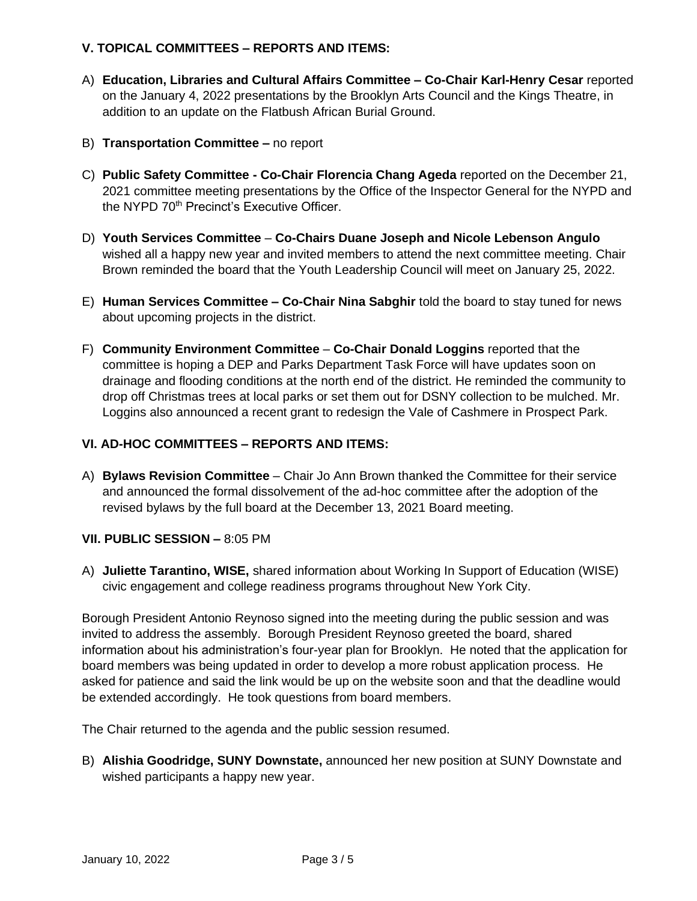### V. TOPICAL COMMITTEES – REPORTS AND ITEMS:

A) **Education, Libraries and Cultural Affairs Committee – Co-Chair Karl-Henry Cesar** reported on the January 4, 2022 presentations by the Brooklyn Arts Council and the Kings Theatre, in addition to an update on the Flatbush African Burial Ground.

B) **Transportation Committee –** no report

C) **Public Safety Committee - Co-Chair Florencia Chang Ageda** reported on the December 21, 2021 committee meeting presentations by the Office of the Inspector General for the NYPD and the NYPD 70th Precinct's Executive Officer.

D) **Youth Services Committee** – **Co-Chairs Duane Joseph and Nicole Lebenson Angulo** wished all a happy new year and invited members to attend the next committee meeting. Chair Brown reminded the board that the Youth Leadership Council will meet on January 25, 2022.

E) **Human Services Committee – Co-Chair Nina Sabghir** told the board to stay tuned for news about upcoming projects in the district.

F) **Community Environment Committee** – **Co-Chair Donald Loggins** reported that the committee is hoping a DEP and Parks Department Task Force will have updates soon on drainage and flooding conditions at the north end of the district. He reminded the community to drop off Christmas trees at local parks or set them out for DSNY collection to be mulched. Mr. Loggins also announced a recent grant to redesign the Vale of Cashmere in Prospect Park.

### VI. AD-HOC COMMITTEES – REPORTS AND ITEMS:

A) **Bylaws Revision Committee** – Chair Jo Ann Brown thanked the Committee for their service and announced the formal dissolvement of the ad-hoc committee after the adoption of the revised bylaws by the full board at the December 13, 2021 Board meeting.

### VII. PUBLIC SESSION – 8:05 PM

A) **Juliette Tarantino, WISE,** shared information about Working In Support of Education (WISE) civic engagement and college readiness programs throughout New York City.

Borough President Antonio Reynoso signed into the meeting during the public session and was invited to address the assembly. Borough President Reynoso greeted the board, shared information about his administration's four-year plan for Brooklyn. He noted that the application for board members was being updated in order to develop a more robust application process. He asked for patience and said the link would be up on the website soon and that the deadline would be extended accordingly. He took questions from board members.

The Chair returned to the agenda and the public session resumed.

B) **Alishia Goodridge, SUNY Downstate,** announced her new position at SUNY Downstate and wished participants a happy new year.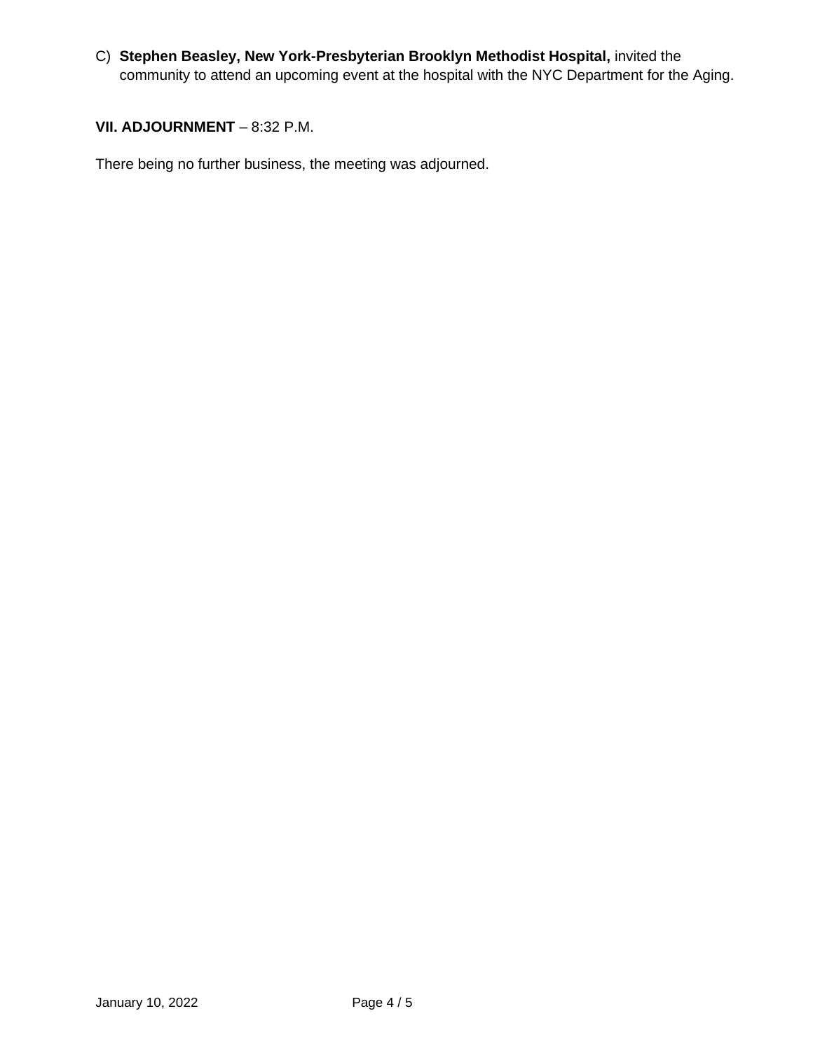C) **Stephen Beasley, New York-Presbyterian Brooklyn Methodist Hospital,** invited the community to attend an upcoming event at the hospital with the NYC Department for the Aging.

**VII. ADJOURNMENT** – 8:32 P.M.

There being no further business, the meeting was adjourned.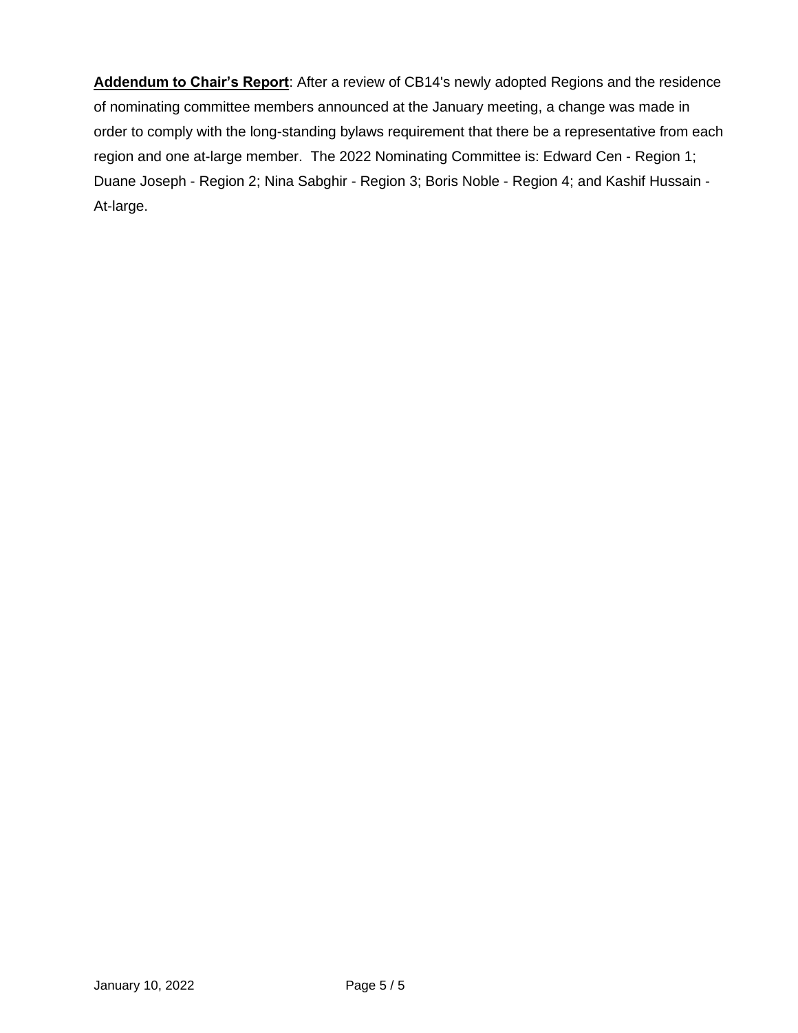**Addendum to Chair's Report**: After a review of CB14's newly adopted Regions and the residence of nominating committee members announced at the January meeting, a change was made in order to comply with the long-standing bylaws requirement that there be a representative from each region and one at-large member.  The 2022 Nominating Committee is: Edward Cen - Region 1; Duane Joseph - Region 2; Nina Sabghir - Region 3; Boris Noble - Region 4; and Kashif Hussain - At-large.